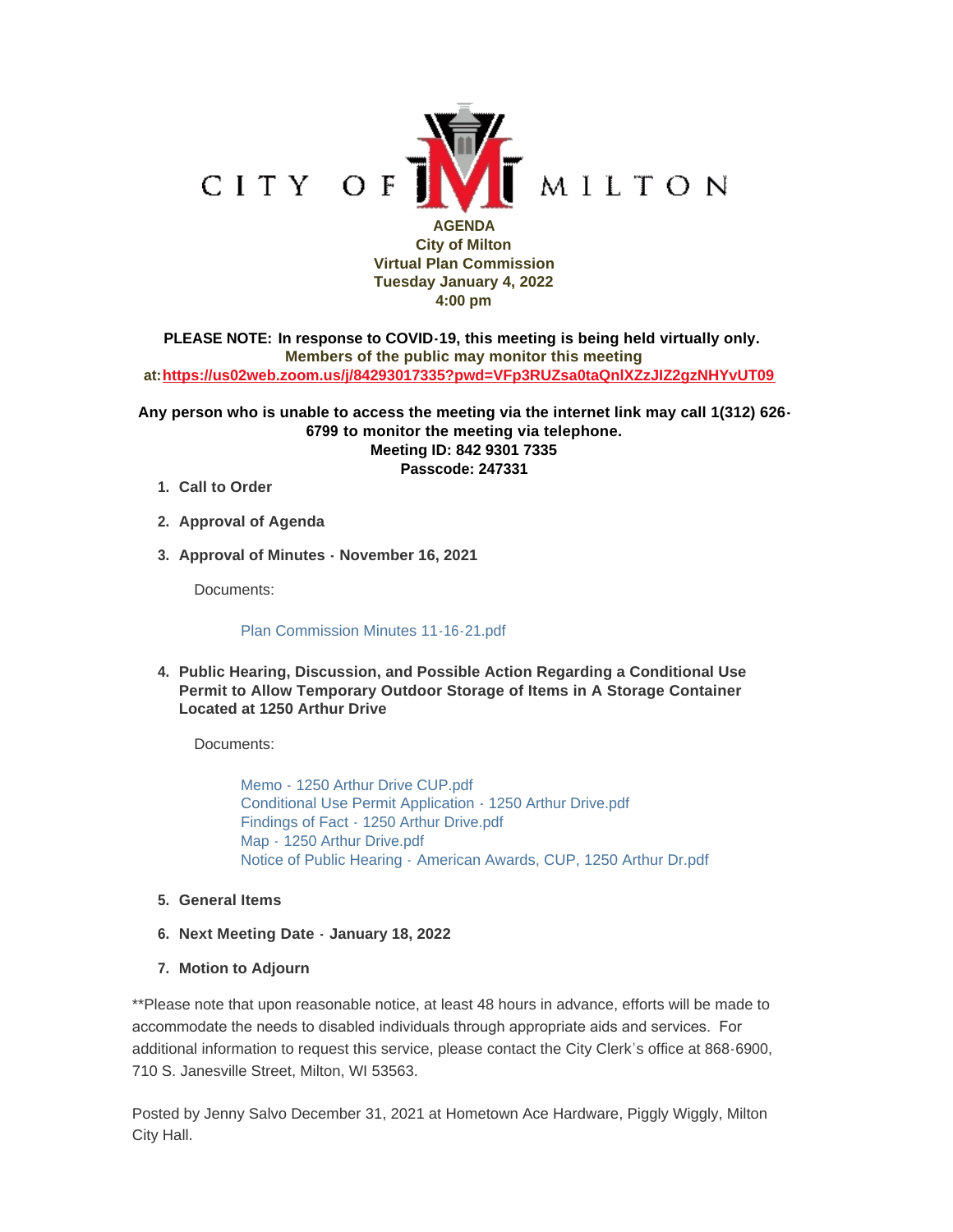CITY OF MILTON

**AGENDA**
**City of Milton**
**Virtual Plan Commission**
**Tuesday January 4, 2022**
**4:00 pm**

**PLEASE NOTE: In response to COVID-19, this meeting is being held virtually only.**
**Members of the public may monitor this meeting at: https://us02web.zoom.us/j/84293017335?pwd=VFp3RUZsa0taQnlXZzJIZ2gzNHYvUT09**

**Any person who is unable to access the meeting via the internet link may call 1(312) 626-6799 to monitor the meeting via telephone.**
**Meeting ID: 842 9301 7335**
**Passcode: 247331**

1. **Call to Order**
2. **Approval of Agenda**
3. **Approval of Minutes - November 16, 2021**

   Documents:

   Plan Commission Minutes 11-16-21.pdf

4. **Public Hearing, Discussion, and Possible Action Regarding a Conditional Use Permit to Allow Temporary Outdoor Storage of Items in A Storage Container Located at 1250 Arthur Drive**

   Documents:

   Memo - 1250 Arthur Drive CUP.pdf
   Conditional Use Permit Application - 1250 Arthur Drive.pdf
   Findings of Fact - 1250 Arthur Drive.pdf
   Map - 1250 Arthur Drive.pdf
   Notice of Public Hearing - American Awards, CUP, 1250 Arthur Dr.pdf

5. **General Items**
6. **Next Meeting Date - January 18, 2022**
7. **Motion to Adjourn**

**Please note that upon reasonable notice, at least 48 hours in advance, efforts will be made to accommodate the needs to disabled individuals through appropriate aids and services. For additional information to request this service, please contact the City Clerk's office at 868-6900, 710 S. Janesville Street, Milton, WI 53563.

Posted by Jenny Salvo December 31, 2021 at Hometown Ace Hardware, Piggly Wiggly, Milton City Hall.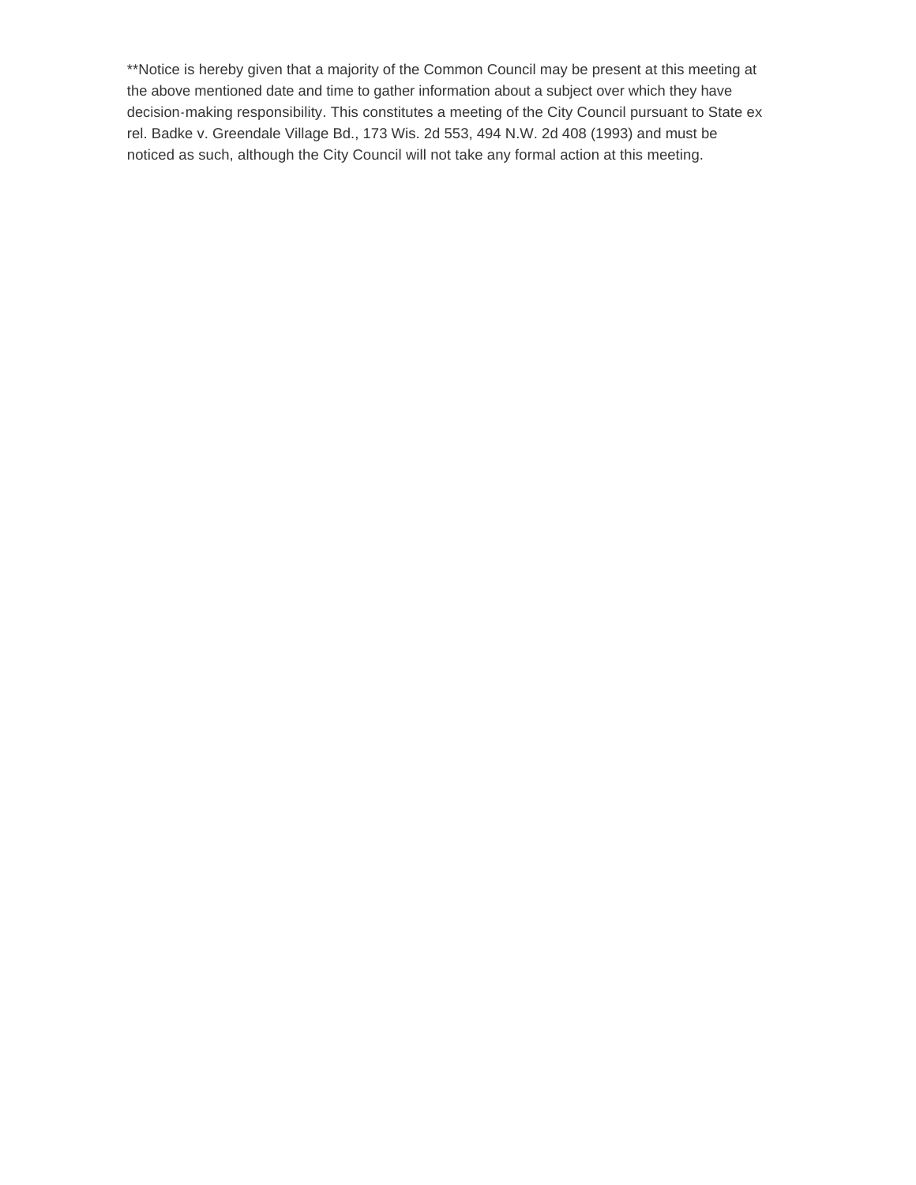**Notice is hereby given that a majority of the Common Council may be present at this meeting at the above mentioned date and time to gather information about a subject over which they have decision-making responsibility. This constitutes a meeting of the City Council pursuant to State ex rel. Badke v. Greendale Village Bd., 173 Wis. 2d 553, 494 N.W. 2d 408 (1993) and must be noticed as such, although the City Council will not take any formal action at this meeting.